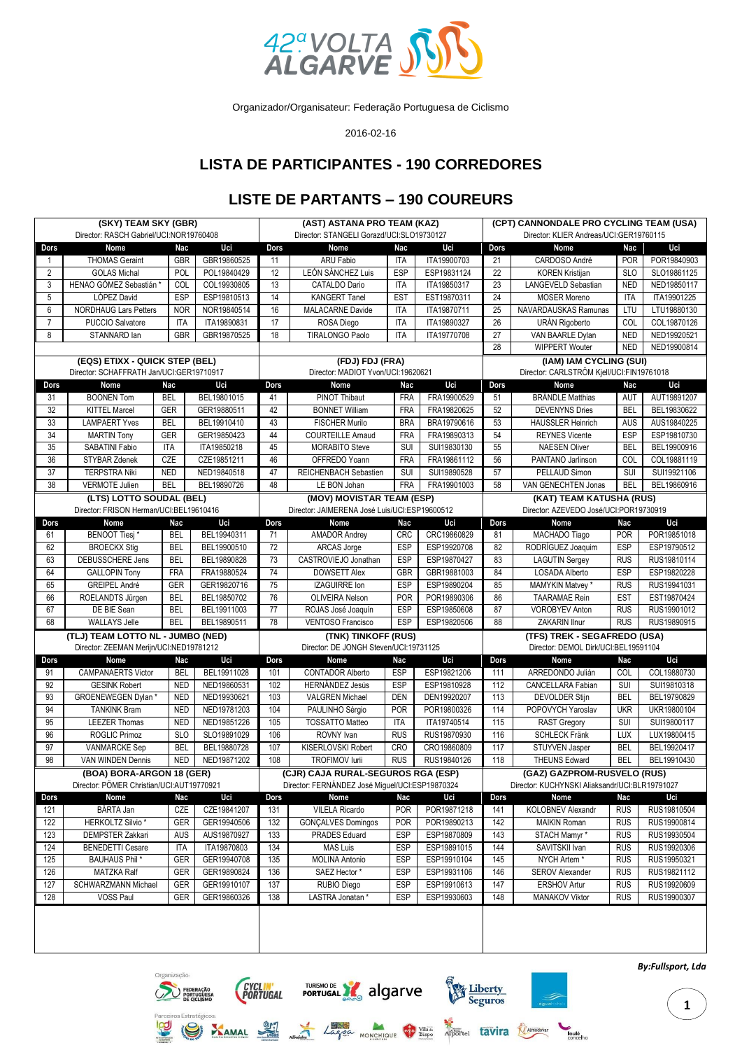# 42ª VOLTA ALGARVE

Organizador/Organisateur: Federação Portuguesa de Ciclismo

2016-02-16

## LISTA DE PARTICIPANTES - 190 CORREDORES

## LISTE DE PARTANTS – 190 COUREURS

**(SKY) TEAM SKY (GBR)**
Director: RASCH Gabriel/UCI:NOR19760408

| Dors | Nome | Nac | Uci |
|---|---|---|---|
| 1 | THOMAS Geraint | GBR | GBR19860525 |
| 2 | GOLAS Michal | POL | POL19840429 |
| 3 | HENAO GÓMEZ Sebastián * | COL | COL19930805 |
| 5 | LÓPEZ David | ESP | ESP19810513 |
| 6 | NORDHAUG Lars Petters | NOR | NOR19840514 |
| 7 | PUCCIO Salvatore | ITA | ITA19890831 |
| 8 | STANNARD Ian | GBR | GBR19870525 |

**(AST) ASTANA PRO TEAM (KAZ)**
Director: STANGELI Gorazd/UCI:SLO19730127

| Dors | Nome | Nac | Uci |
|---|---|---|---|
| 11 | ARU Fabio | ITA | ITA19900703 |
| 12 | LEÓN SÁNCHEZ Luis | ESP | ESP19831124 |
| 13 | CATALDO Dario | ITA | ITA19850317 |
| 14 | KANGERT Tanel | EST | EST19870311 |
| 16 | MALACARNE Davide | ITA | ITA19870711 |
| 17 | ROSA Diego | ITA | ITA19890327 |
| 18 | TIRALONGO Paolo | ITA | ITA19770708 |

**(CPT) CANNONDALE PRO CYCLING TEAM (USA)**
Director: KLIER Andreas/UCI:GER19760115

| Dors | Nome | Nac | Uci |
|---|---|---|---|
| 21 | CARDOSO André | POR | POR19840903 |
| 22 | KOREN Kristijan | SLO | SLO19861125 |
| 23 | LANGEVELD Sebastian | NED | NED19850117 |
| 24 | MOSER Moreno | ITA | ITA19901225 |
| 25 | NAVARDAUSKAS Ramunas | LTU | LTU19880130 |
| 26 | URÁN Rigoberto | COL | COL19870126 |
| 27 | VAN BAARLE Dylan | NED | NED19920521 |
| 28 | WIPPERT Wouter | NED | NED19900814 |

**(EQS) ETIXX - QUICK STEP (BEL)**
Director: SCHAFFRATH Jan/UCI:GER19710917

| Dors | Nome | Nac | Uci |
|---|---|---|---|
| 31 | BOONEN Tom | BEL | BEL19801015 |
| 32 | KITTEL Marcel | GER | GER19880511 |
| 33 | LAMPAERT Yves | BEL | BEL19910410 |
| 34 | MARTIN Tony | GER | GER19850423 |
| 35 | SABATINI Fabio | ITA | ITA19850218 |
| 36 | STYBAR Zdenek | CZE | CZE19851211 |
| 37 | TERPSTRA Niki | NED | NED19840518 |
| 38 | VERMOTE Julien | BEL | BEL19890726 |

**(FDJ) FDJ (FRA)**
Director: MADIOT Yvon/UCI:19620621

| Dors | Nome | Nac | Uci |
|---|---|---|---|
| 41 | PINOT Thibaut | FRA | FRA19900529 |
| 42 | BONNET William | FRA | FRA19820625 |
| 43 | FISCHER Murilo | BRA | BRA19790616 |
| 44 | COURTEILLE Arnaud | FRA | FRA19890313 |
| 45 | MORABITO Steve | SUI | SUI19830130 |
| 46 | OFFREDO Yoann | FRA | FRA19861112 |
| 47 | REICHENBACH Sebastien | SUI | SUI19890528 |
| 48 | LE BON Johan | FRA | FRA19901003 |

**(IAM) IAM CYCLING (SUI)**
Director: CARLSTRÖM Kjell/UCI:FIN19761018

| Dors | Nome | Nac | Uci |
|---|---|---|---|
| 51 | BRÄNDLE Matthias | AUT | AUT19891207 |
| 52 | DEVENYNS Dries | BEL | BEL19830622 |
| 53 | HAUSSLER Heinrich | AUS | AUS19840225 |
| 54 | REYNES Vicente | ESP | ESP19810730 |
| 55 | NAESEN Oliver | BEL | BEL19900916 |
| 56 | PANTANO Jarlinson | COL | COL19881119 |
| 57 | PELLAUD Simon | SUI | SUI19921106 |
| 58 | VAN GENECHTEN Jonas | BEL | BEL19860916 |

**(LTS) LOTTO SOUDAL (BEL)**
Director: FRISON Herman/UCI:BEL19610416

| Dors | Nome | Nac | Uci |
|---|---|---|---|
| 61 | BENOOT Tiesj * | BEL | BEL19940311 |
| 62 | BROECKX Stig | BEL | BEL19900510 |
| 63 | DEBUSSCHERE Jens | BEL | BEL19890828 |
| 64 | GALLOPIN Tony | FRA | FRA19880524 |
| 65 | GREIPEL André | GER | GER19820716 |
| 66 | ROELANDTS Jürgen | BEL | BEL19850702 |
| 67 | DE BIE Sean | BEL | BEL19911003 |
| 68 | WALLAYS Jelle | BEL | BEL19890511 |

**(MOV) MOVISTAR TEAM (ESP)**
Director: JAIMERENA José Luis/UCI:ESP19600512

| Dors | Nome | Nac | Uci |
|---|---|---|---|
| 71 | AMADOR Andrey | CRC | CRC19860829 |
| 72 | ARCAS Jorge | ESP | ESP19920708 |
| 73 | CASTROVIEJO Jonathan | ESP | ESP19870427 |
| 74 | DOWSETT Alex | GBR | GBR19881003 |
| 75 | IZAGUIRRE Ion | ESP | ESP19890204 |
| 76 | OLIVEIRA Nelson | POR | POR19890306 |
| 77 | ROJAS José Joaquín | ESP | ESP19850608 |
| 78 | VENTOSO Francisco | ESP | ESP19820506 |

**(KAT) TEAM KATUSHA (RUS)**
Director: AZEVEDO José/UCI:POR19730919

| Dors | Nome | Nac | Uci |
|---|---|---|---|
| 81 | MACHADO Tiago | POR | POR19851018 |
| 82 | RODRÍGUEZ Joaquim | ESP | ESP19790512 |
| 83 | LAGUTIN Sergey | RUS | RUS19810114 |
| 84 | LOSADA Alberto | ESP | ESP19820228 |
| 85 | MAMYKIN Matvey * | RUS | RUS19941031 |
| 86 | TAARAMAE Rein | EST | EST19870424 |
| 87 | VOROBYEV Anton | RUS | RUS19901012 |
| 88 | ZAKARIN Ilnur | RUS | RUS19890915 |

**(TLJ) TEAM LOTTO NL - JUMBO (NED)**
Director: ZEEMAN Merijn/UCI:NED19781212

| Dors | Nome | Nac | Uci |
|---|---|---|---|
| 91 | CAMPANAERTS Victor | BEL | BEL19911028 |
| 92 | GESINK Robert | NED | NED19860531 |
| 93 | GROENEWEGEN Dylan * | NED | NED19930621 |
| 94 | TANKINK Bram | NED | NED19781203 |
| 95 | LEEZER Thomas | NED | NED19851226 |
| 96 | ROGLIC Primoz | SLO | SLO19891029 |
| 97 | VANMARCKE Sep | BEL | BEL19880728 |
| 98 | VAN WINDEN Dennis | NED | NED19871202 |

**(TNK) TINKOFF (RUS)**
Director: DE JONGH Steven/UCI:19731125

| Dors | Nome | Nac | Uci |
|---|---|---|---|
| 101 | CONTADOR Alberto | ESP | ESP19821206 |
| 102 | HERNÁNDEZ Jesús | ESP | ESP19810928 |
| 103 | VALGREN Michael | DEN | DEN19920207 |
| 104 | PAULINHO Sérgio | POR | POR19800326 |
| 105 | TOSSATTO Matteo | ITA | ITA19740514 |
| 106 | ROVNY Ivan | RUS | RUS19870930 |
| 107 | KISERLOVSKI Robert | CRO | CRO19860809 |
| 108 | TROFIMOV Iurii | RUS | RUS19840126 |

**(TFS) TREK - SEGAFREDO (USA)**
Director: DEMOL Dirk/UCI:BEL19591104

| Dors | Nome | Nac | Uci |
|---|---|---|---|
| 111 | ARREDONDO Julián | COL | COL19880730 |
| 112 | CANCELLARA Fabian | SUI | SUI19810318 |
| 113 | DEVOLDER Stijn | BEL | BEL19790829 |
| 114 | POPOVYCH Yaroslav | UKR | UKR19800104 |
| 115 | RAST Gregory | SUI | SUI19800117 |
| 116 | SCHLECK Fränk | LUX | LUX19800415 |
| 117 | STUYVEN Jasper | BEL | BEL19920417 |
| 118 | THEUNS Edward | BEL | BEL19910430 |

**(BOA) BORA-ARGON 18 (GER)**
Director: PÖMER Christian/UCI:AUT19770921

| Dors | Nome | Nac | Uci |
|---|---|---|---|
| 121 | BÁRTA Jan | CZE | CZE19841207 |
| 122 | HERKOLTZ Silvio * | GER | GER19940506 |
| 123 | DEMPSTER Zakkari | AUS | AUS19870927 |
| 124 | BENEDETTI Cesare | ITA | ITA19870803 |
| 125 | BAUHAUS Phil * | GER | GER19940708 |
| 126 | MATZKA Ralf | GER | GER19890824 |
| 127 | SCHWARZMANN Michael | GER | GER19910107 |
| 128 | VOSS Paul | GER | GER19860326 |

**(CJR) CAJA RURAL-SEGUROS RGA (ESP)**
Director: FERNÁNDEZ José Miguel/UCI:ESP19870324

| Dors | Nome | Nac | Uci |
|---|---|---|---|
| 131 | VILELA Ricardo | POR | POR19871218 |
| 132 | GONÇALVES Domingos | POR | POR19890213 |
| 133 | PRADES Eduard | ESP | ESP19870809 |
| 134 | MAS Luis | ESP | ESP19891015 |
| 135 | MOLINA Antonio | ESP | ESP19910104 |
| 136 | SAEZ Hector * | ESP | ESP19931106 |
| 137 | RUBIO Diego | ESP | ESP19910613 |
| 138 | LASTRA Jonatan * | ESP | ESP19930603 |

**(GAZ) GAZPROM-RUSVELO (RUS)**
Director: KUCHYNSKI Aliaksandr/UCI:BLR19791027

| Dors | Nome | Nac | Uci |
|---|---|---|---|
| 141 | KOLOBNEV Alexandr | RUS | RUS19810504 |
| 142 | MAIKIN Roman | RUS | RUS19900814 |
| 143 | STACH Mamyr * | RUS | RUS19930504 |
| 144 | SAVITSKII Ivan | RUS | RUS19920306 |
| 145 | NYCH Artem * | RUS | RUS19950321 |
| 146 | SEROV Alexander | RUS | RUS19821112 |
| 147 | ERSHOV Artur | RUS | RUS19920609 |
| 148 | MANAKOV Viktor | RUS | RUS19900307 |

*By:Fullsport, Lda*

Organização: Federação Portuguesa de Ciclismo · Cyclin' Portugal · Turismo de Portugal · algarve · Liberty Seguros

Parceiros Estratégicos: Lagoa · Monchique · Vila do Bispo · Alportel · tavira · Almodôvar · loulé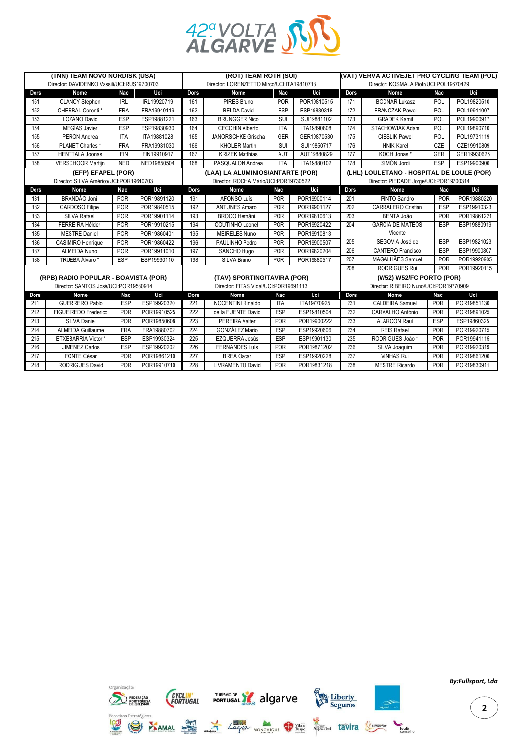# 42ª VOLTA ALGARVE

| (TNN) TEAM NOVO NORDISK (USA) | | | |
|---|---|---|---|
| Director: DAVIDENKO Vassili/UCI:RUS19700703 | | | |
| Dors | Nome | Nac | Uci |
| 151 | CLANCY Stephen | IRL | IRL19920719 |
| 152 | CHERBAL Corenti * | FRA | FRA19940119 |
| 153 | LOZANO David | ESP | ESP19881221 |
| 154 | MEGÍAS Javier | ESP | ESP19830930 |
| 155 | PERON Andrea | ITA | ITA19881028 |
| 156 | PLANET Charles * | FRA | FRA19931030 |
| 157 | HENTTALA Joonas | FIN | FIN19910917 |
| 158 | VERSCHOOR Martijn | NED | NED19850504 |

| (ROT) TEAM ROTH (SUI) | | | |
|---|---|---|---|
| Director: LORENZETTO Mirco/UCI:ITA19810713 | | | |
| Dors | Nome | Nac | Uci |
| 161 | PIRES Bruno | POR | POR19810515 |
| 162 | BELDA David | ESP | ESP19830318 |
| 163 | BRÜNGGER Nico | SUI | SUI19881102 |
| 164 | CECCHIN Alberto | ITA | ITA19890808 |
| 165 | JANORSCHKE Grischa | GER | GER19870530 |
| 166 | KHOLER Martin | SUI | SUI19850717 |
| 167 | KRIZEK Matthias | AUT | AUT19880829 |
| 168 | PASQUALON Andrea | ITA | ITA19880102 |

| (VAT) VERVA ACTIVEJET PRO CYCLING TEAM (POL) | | | |
|---|---|---|---|
| Director: KOSMALA Piotr/UCI:POL19670429 | | | |
| Dors | Nome | Nac | Uci |
| 171 | BODNAR Lukasz | POL | POL19820510 |
| 172 | FRANCZAK Pawel | POL | POL19911007 |
| 173 | GRADEK Kamil | POL | POL19900917 |
| 174 | STACHOWIAK Adam | POL | POL19890710 |
| 175 | CIESLIK Pawel | POL | POL19731119 |
| 176 | HNIK Karel | CZE | CZE19910809 |
| 177 | KOCH Jonas * | GER | GER19930625 |
| 178 | SIMÓN Jordi | ESP | ESP19900906 |

| (EFP) EFAPEL (POR) | | | |
|---|---|---|---|
| Director: SILVA Américo/UCI:POR19640703 | | | |
| Dors | Nome | Nac | Uci |
| 181 | BRANDÃO Joni | POR | POR19891120 |
| 182 | CARDOSO Filipe | POR | POR19840515 |
| 183 | SILVA Rafael | POR | POR19901114 |
| 184 | FERREIRA Hélder | POR | POR19910215 |
| 185 | MESTRE Daniel | POR | POR19860401 |
| 186 | CASIMIRO Henrique | POR | POR19860422 |
| 187 | ALMEIDA Nuno | POR | POR19911010 |
| 188 | TRUEBA Álvaro * | ESP | ESP19930110 |

| (LAA) LA ALUMINIOS/ANTARTE (POR) | | | |
|---|---|---|---|
| Director: ROCHA Mário/UCI:POR19730522 | | | |
| Dors | Nome | Nac | Uci |
| 191 | AFONSO Luís | POR | POR19900114 |
| 192 | ANTUNES Amaro | POR | POR19901127 |
| 193 | BROCO Hernâni | POR | POR19810613 |
| 194 | COUTINHO Leonel | POR | POR19920422 |
| 195 | MEIRELES Nuno | POR | POR19910813 |
| 196 | PAULINHO Pedro | POR | POR19900507 |
| 197 | SANCHO Hugo | POR | POR19820204 |
| 198 | SILVA Bruno | POR | POR19880517 |

| (LHL) LOULETANO - HOSPITAL DE LOULE (POR) | | | |
|---|---|---|---|
| Director: PIEDADE Jorge/UCI:POR19700314 | | | |
| Dors | Nome | Nac | Uci |
| 201 | PINTO Sandro | POR | POR19880220 |
| 202 | CARRALERO Cristian | ESP | ESP19910323 |
| 203 | BENTA João | POR | POR19861221 |
| 204 | GARCÍA DE MATEOS Vicente | ESP | ESP19880919 |
| 205 | SEGOVIA José de | ESP | ESP19821023 |
| 206 | CANTERO Francisco | ESP | ESP19900807 |
| 207 | MAGALHÃES Samuel | POR | POR19920905 |
| 208 | RODRIGUES Rui | POR | POR19920115 |

| (RPB) RADIO POPULAR - BOAVISTA (POR) | | | |
|---|---|---|---|
| Director: SANTOS José/UCI:POR19530914 | | | |
| Dors | Nome | Nac | Uci |
| 211 | GUERRERO Pablo | ESP | ESP19920320 |
| 212 | FIGUEIREDO Frederico | POR | POR19910525 |
| 213 | SILVA Daniel | POR | POR19850608 |
| 214 | ALMEIDA Guillaume | FRA | FRA19880702 |
| 215 | ETXEBARRIA Victor * | ESP | ESP19930324 |
| 216 | JIMENEZ Carlos | ESP | ESP19920202 |
| 217 | FONTE César | POR | POR19861210 |
| 218 | RODRIGUES David | POR | POR19910710 |

| (TAV) SPORTING/TAVIRA (POR) | | | |
|---|---|---|---|
| Director: FITAS Vidal/UCI:POR19691113 | | | |
| Dors | Nome | Nac | Uci |
| 221 | NOCENTINI Rinaldo | ITA | ITA19770925 |
| 222 | de la FUENTE David | ESP | ESP19810504 |
| 223 | PEREIRA Válter | POR | POR19900222 |
| 224 | GONZÁLEZ Mario | ESP | ESP19920606 |
| 225 | EZQUERRA Jesús | ESP | ESP19901130 |
| 226 | FERNANDES Luís | POR | POR19871202 |
| 227 | BREA Óscar | ESP | ESP19920228 |
| 228 | LIVRAMENTO David | POR | POR19831218 |

| (W52) W52/FC PORTO (POR) | | | |
|---|---|---|---|
| Director: RIBEIRO Nuno/UCI:POR19770909 | | | |
| Dors | Nome | Nac | Uci |
| 231 | CALDEIRA Samuel | POR | POR19851130 |
| 232 | CARVALHO António | POR | POR19891025 |
| 233 | ALARCÓN Raul | ESP | ESP19860325 |
| 234 | REIS Rafael | POR | POR19920715 |
| 235 | RODRIGUES João * | POR | POR19941115 |
| 236 | SILVA Joaquim | POR | POR19920319 |
| 237 | VINHAS Rui | POR | POR19861206 |
| 238 | MESTRE Ricardo | POR | POR19830911 |

*By:Fullsport, Lda*

Organização: Federação Portuguesa de Ciclismo, Cyclin' Portugal, Turismo de Portugal, algarve, Liberty Seguros

Parceiros Estratégicos: AMAL, Lagoa, Monchique, Vila do Bispo, Alportel, tavira, Almodôvar, loulé concelho